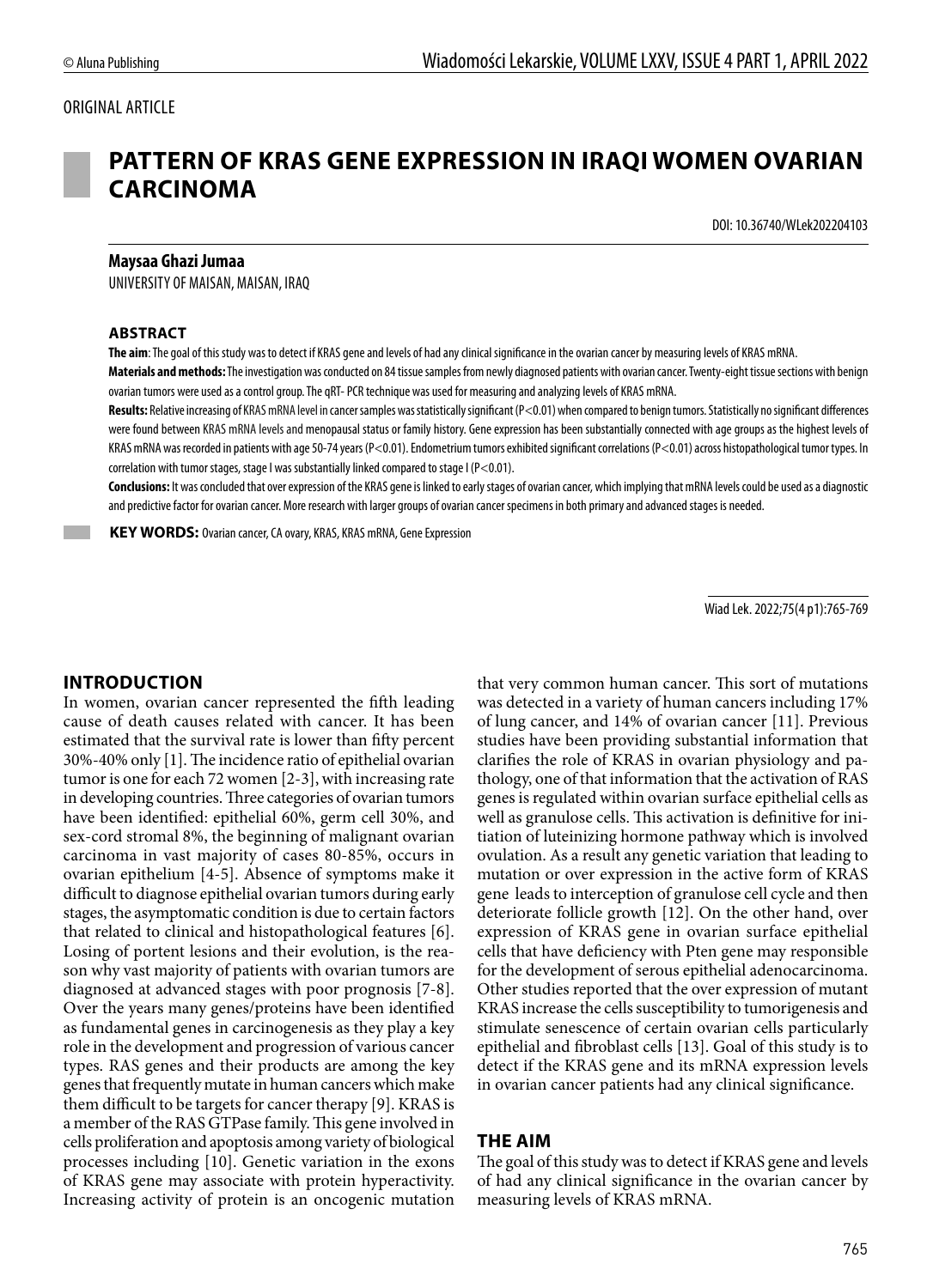ORIGINAL ARTICLE

# PATTERN OF KRAS GENE EXPRESSION IN IRAQI WOMEN OVARIAN CARCINOMA

DOI: 10.36740/WLek202204103

**Maysaa Ghazi Jumaa**

UNIVERSITY OF MAISAN, MAISAN, IRAQ

## ABSTRACT

**The aim**: The goal of this study was to detect if KRAS gene and levels of had any clinical significance in the ovarian cancer by measuring levels of KRAS mRNA.

**Materials and methods:** The investigation was conducted on 84 tissue samples from newly diagnosed patients with ovarian cancer. Twenty-eight tissue sections with benign ovarian tumors were used as a control group. The qRT- PCR technique was used for measuring and analyzing levels of KRAS mRNA.

**Results:** Relative increasing of KRAS mRNA level in cancer samples was statistically significant ($P<0.01$) when compared to benign tumors. Statistically no significant differences were found between KRAS mRNA levels and menopausal status or family history. Gene expression has been substantially connected with age groups as the highest levels of KRAS mRNA was recorded in patients with age 50-74 years ($P<0.01$). Endometrium tumors exhibited significant correlations ($P<0.01$) across histopathological tumor types. In correlation with tumor stages, stage I was substantially linked compared to stage I ($P<0.01$).

**Conclusions:** It was concluded that over expression of the KRAS gene is linked to early stages of ovarian cancer, which implying that mRNA levels could be used as a diagnostic and predictive factor for ovarian cancer. More research with larger groups of ovarian cancer specimens in both primary and advanced stages is needed.

**KEY WORDS:** Ovarian cancer, CA ovary, KRAS, KRAS mRNA, Gene Expression

Wiad Lek. 2022;75(4 p1):765-769

## INTRODUCTION

In women, ovarian cancer represented the fifth leading cause of death causes related with cancer. It has been estimated that the survival rate is lower than fifty percent 30%-40% only [1]. The incidence ratio of epithelial ovarian tumor is one for each 72 women [2-3], with increasing rate in developing countries. Three categories of ovarian tumors have been identified: epithelial 60%, germ cell 30%, and sex-cord stromal 8%, the beginning of malignant ovarian carcinoma in vast majority of cases 80-85%, occurs in ovarian epithelium [4-5]. Absence of symptoms make it difficult to diagnose epithelial ovarian tumors during early stages, the asymptomatic condition is due to certain factors that related to clinical and histopathological features [6]. Losing of portent lesions and their evolution, is the reason why vast majority of patients with ovarian tumors are diagnosed at advanced stages with poor prognosis [7-8]. Over the years many genes/proteins have been identified as fundamental genes in carcinogenesis as they play a key role in the development and progression of various cancer types. RAS genes and their products are among the key genes that frequently mutate in human cancers which make them difficult to be targets for cancer therapy [9]. KRAS is a member of the RAS GTPase family. This gene involved in cells proliferation and apoptosis among variety of biological processes including [10]. Genetic variation in the exons of KRAS gene may associate with protein hyperactivity. Increasing activity of protein is an oncogenic mutation that very common human cancer. This sort of mutations was detected in a variety of human cancers including 17% of lung cancer, and 14% of ovarian cancer [11]. Previous studies have been providing substantial information that clarifies the role of KRAS in ovarian physiology and pathology, one of that information that the activation of RAS genes is regulated within ovarian surface epithelial cells as well as granulose cells. This activation is definitive for initiation of luteinizing hormone pathway which is involved ovulation. As a result any genetic variation that leading to mutation or over expression in the active form of KRAS gene leads to interception of granulose cell cycle and then deteriorate follicle growth [12]. On the other hand, over expression of KRAS gene in ovarian surface epithelial cells that have deficiency with Pten gene may responsible for the development of serous epithelial adenocarcinoma. Other studies reported that the over expression of mutant KRAS increase the cells susceptibility to tumorigenesis and stimulate senescence of certain ovarian cells particularly epithelial and fibroblast cells [13]. Goal of this study is to detect if the KRAS gene and its mRNA expression levels in ovarian cancer patients had any clinical significance.

## THE AIM

The goal of this study was to detect if KRAS gene and levels of had any clinical significance in the ovarian cancer by measuring levels of KRAS mRNA.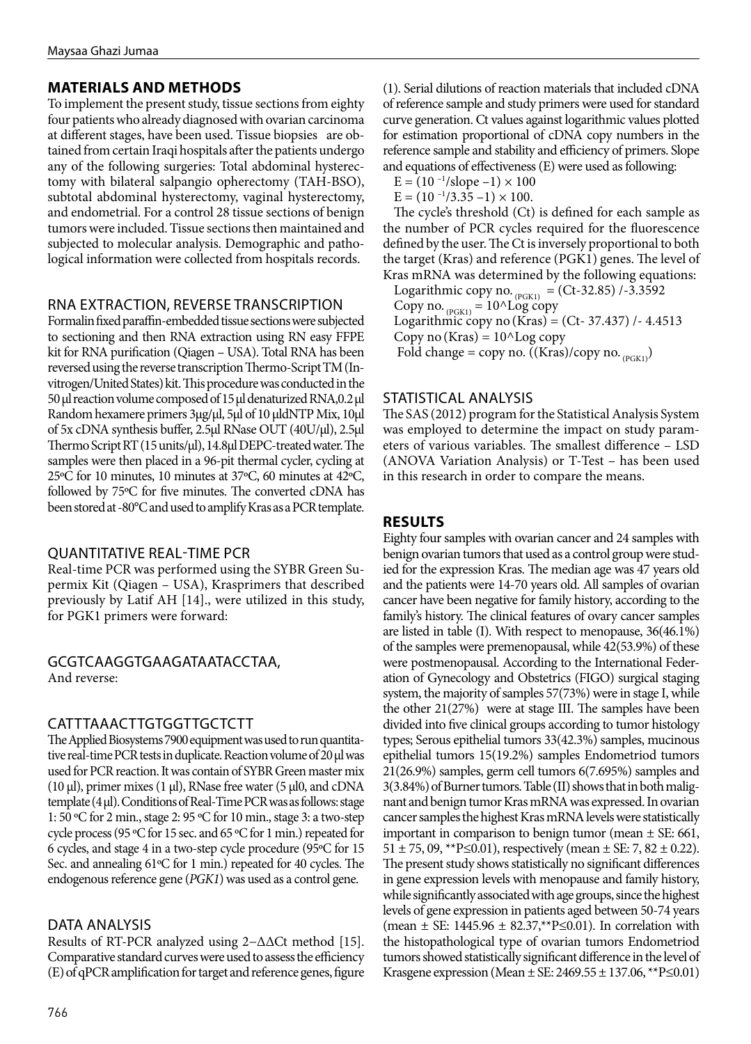## MATERIALS AND METHODS

To implement the present study, tissue sections from eighty four patients who already diagnosed with ovarian carcinoma at different stages, have been used. Tissue biopsies are obtained from certain Iraqi hospitals after the patients undergo any of the following surgeries: Total abdominal hysterectomy with bilateral salpangio opherectomy (TAH-BSO), subtotal abdominal hysterectomy, vaginal hysterectomy, and endometrial. For a control 28 tissue sections of benign tumors were included. Tissue sections then maintained and subjected to molecular analysis. Demographic and pathological information were collected from hospitals records.

### RNA EXTRACTION, REVERSE TRANSCRIPTION

Formalin fixed paraffin-embedded tissue sections were subjected to sectioning and then RNA extraction using RN easy FFPE kit for RNA purification (Qiagen – USA). Total RNA has been reversed using the reverse transcription Thermo-Script TM (Invitrogen/United States) kit. This procedure was conducted in the 50 µl reaction volume composed of 15 µl denaturized RNA,0.2 µl Random hexamere primers 3µg/µl, 5µl of 10 µldNTP Mix, 10µl of 5x cDNA synthesis buffer, 2.5µl RNase OUT (40U/µl), 2.5µl Thermo Script RT (15 units/µl), 14.8µl DEPC-treated water. The samples were then placed in a 96-pit thermal cycler, cycling at 25ºC for 10 minutes, 10 minutes at 37ºC, 60 minutes at 42ºC, followed by 75ºC for five minutes. The converted cDNA has been stored at -80°C and used to amplify Kras as a PCR template.

### QUANTITATIVE REAL-TIME PCR

Real-time PCR was performed using the SYBR Green Supermix Kit (Qiagen – USA), Krasprimers that described previously by Latif AH [14]., were utilized in this study, for PGK1 primers were forward:

### GCGTCAAGGTGAAGATAATACCTAA,

And reverse:

### CATTTAAACTTGTGGTTGCTCTT

The Applied Biosystems 7900 equipment was used to run quantitative real-time PCR tests in duplicate. Reaction volume of 20 µl was used for PCR reaction. It was contain of SYBR Green master mix (10 µl), primer mixes (1 µl), RNase free water (5 µl0, and cDNA template (4 µl). Conditions of Real-Time PCR was as follows: stage 1: 50 ºC for 2 min., stage 2: 95 ºC for 10 min., stage 3: a two-step cycle process (95 ºC for 15 sec. and 65 ºC for 1 min.) repeated for 6 cycles, and stage 4 in a two-step cycle procedure (95ºC for 15 Sec. and annealing 61ºC for 1 min.) repeated for 40 cycles. The endogenous reference gene (*PGK1*) was used as a control gene.

### DATA ANALYSIS

Results of RT-PCR analyzed using 2−ΔΔCt method [15]. Comparative standard curves were used to assess the efficiency (E) of qPCR amplification for target and reference genes, figure (1). Serial dilutions of reaction materials that included cDNA of reference sample and study primers were used for standard curve generation. Ct values against logarithmic values plotted for estimation proportional of cDNA copy numbers in the reference sample and stability and efficiency of primers. Slope and equations of effectiveness (E) were used as following:

$E = (10^{-1}/slope - 1) \times 100$

$E = (10^{-1}/3.35 - 1) \times 100.$

The cycle's threshold (Ct) is defined for each sample as the number of PCR cycles required for the fluorescence defined by the user. The Ct is inversely proportional to both the target (Kras) and reference (PGK1) genes. The level of Kras mRNA was determined by the following equations:

Logarithmic copy no. $_{(PGK1)}$ = (Ct-32.85) /-3.3592

Copy no. $_{(PGK1)}$ = 10^Log copy

Logarithmic copy no (Kras) = (Ct- 37.437) /- 4.4513

Copy no (Kras) = 10^Log copy

Fold change = copy no. ((Kras)/copy no. $_{(PGK1)}$)

### STATISTICAL ANALYSIS

The SAS (2012) program for the Statistical Analysis System was employed to determine the impact on study parameters of various variables. The smallest difference – LSD (ANOVA Variation Analysis) or T-Test – has been used in this research in order to compare the means.

## RESULTS

Eighty four samples with ovarian cancer and 24 samples with benign ovarian tumors that used as a control group were studied for the expression Kras. The median age was 47 years old and the patients were 14-70 years old. All samples of ovarian cancer have been negative for family history, according to the family's history. The clinical features of ovary cancer samples are listed in table (I). With respect to menopause, 36(46.1%) of the samples were premenopausal, while 42(53.9%) of these were postmenopausal. According to the International Federation of Gynecology and Obstetrics (FIGO) surgical staging system, the majority of samples 57(73%) were in stage I, while the other 21(27%) were at stage III. The samples have been divided into five clinical groups according to tumor histology types; Serous epithelial tumors 33(42.3%) samples, mucinous epithelial tumors 15(19.2%) samples Endometriod tumors 21(26.9%) samples, germ cell tumors 6(7.695%) samples and 3(3.84%) of Burner tumors. Table (II) shows that in both malignant and benign tumor Kras mRNA was expressed. In ovarian cancer samples the highest Kras mRNA levels were statistically important in comparison to benign tumor (mean ± SE: 661, 51 ± 75, 09, **P≤0.01), respectively (mean ± SE: 7, 82 ± 0.22). The present study shows statistically no significant differences in gene expression levels with menopause and family history, while significantly associated with age groups, since the highest levels of gene expression in patients aged between 50-74 years (mean ± SE: 1445.96 ± 82.37,**P≤0.01). In correlation with the histopathological type of ovarian tumors Endometriod tumors showed statistically significant difference in the level of Krasgene expression (Mean ± SE: 2469.55 ± 137.06, **P≤0.01)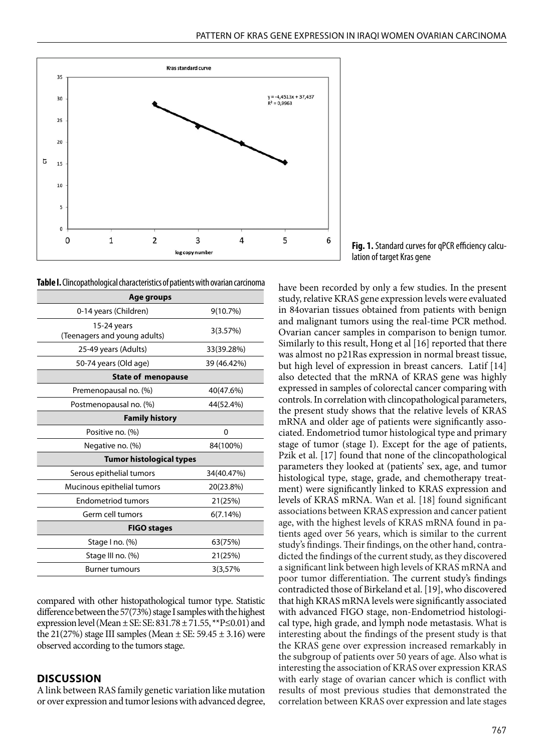Fig. 1. Standard curves for qPCR efficiency calculation of target Kras gene

**Table I.** Clincopathological characteristics of patients with ovarian carcinoma

| Age groups | |
|---|---|
| 0-14 years (Children) | 9(10.7%) |
| 15-24 years (Teenagers and young adults) | 3(3.57%) |
| 25-49 years (Adults) | 33(39.28%) |
| 50-74 years (Old age) | 39 (46.42%) |
| **State of menopause** | |
| Premenopausal no. (%) | 40(47.6%) |
| Postmenopausal no. (%) | 44(52.4%) |
| **Family history** | |
| Positive no. (%) | 0 |
| Negative no. (%) | 84(100%) |
| **Tumor histological types** | |
| Serous epithelial tumors | 34(40.47%) |
| Mucinous epithelial tumors | 20(23.8%) |
| Endometriod tumors | 21(25%) |
| Germ cell tumors | 6(7.14%) |
| **FIGO stages** | |
| Stage I no. (%) | 63(75%) |
| Stage III no. (%) | 21(25%) |
| Burner tumours | 3(3,57% |

compared with other histopathological tumor type. Statistic difference between the 57(73%) stage I samples with the highest expression level (Mean ± SE: SE: 831.78 ± 71.55, $^{**}P \leq 0.01$) and the 21(27%) stage III samples (Mean ± SE: 59.45 ± 3.16) were observed according to the tumors stage.

## DISCUSSION

A link between RAS family genetic variation like mutation or over expression and tumor lesions with advanced degree, have been recorded by only a few studies. In the present study, relative KRAS gene expression levels were evaluated in 84ovarian tissues obtained from patients with benign and malignant tumors using the real-time PCR method. Ovarian cancer samples in comparison to benign tumor. Similarly to this result, Hong et al [16] reported that there was almost no p21Ras expression in normal breast tissue, but high level of expression in breast cancers. Latif [14] also detected that the mRNA of KRAS gene was highly expressed in samples of colorectal cancer comparing with controls. In correlation with clincopathological parameters, the present study shows that the relative levels of KRAS mRNA and older age of patients were significantly associated. Endometriod tumor histological type and primary stage of tumor (stage I). Except for the age of patients, Pzik et al. [17] found that none of the clincopathological parameters they looked at (patients' sex, age, and tumor histological type, stage, grade, and chemotherapy treatment) were significantly linked to KRAS expression and levels of KRAS mRNA. Wan et al. [18] found significant associations between KRAS expression and cancer patient age, with the highest levels of KRAS mRNA found in patients aged over 56 years, which is similar to the current study's findings. Their findings, on the other hand, contradicted the findings of the current study, as they discovered a significant link between high levels of KRAS mRNA and poor tumor differentiation. The current study's findings contradicted those of Birkeland et al. [19], who discovered that high KRAS mRNA levels were significantly associated with advanced FIGO stage, non-Endometriod histological type, high grade, and lymph node metastasis. What is interesting about the findings of the present study is that the KRAS gene over expression increased remarkably in the subgroup of patients over 50 years of age. Also what is interesting the association of KRAS over expression KRAS with early stage of ovarian cancer which is conflict with results of most previous studies that demonstrated the correlation between KRAS over expression and late stages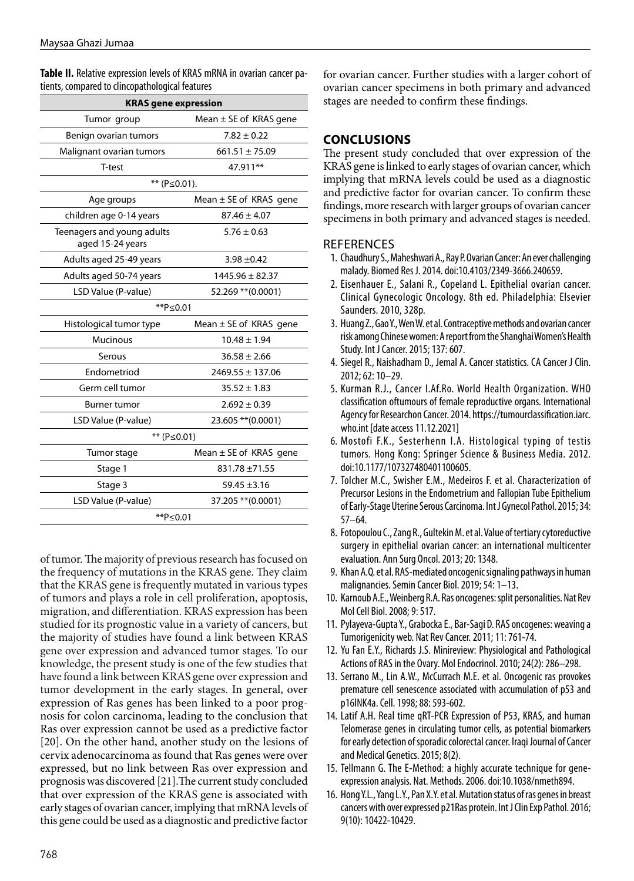**Table II.** Relative expression levels of KRAS mRNA in ovarian cancer patients, compared to clincopathological features

| KRAS gene expression | |
|---|---|
| Tumor group | Mean ± SE of KRAS gene |
| Benign ovarian tumors | 7.82 ± 0.22 |
| Malignant ovarian tumors | 661.51 ± 75.09 |
| T-test | 47.911** |
| ** (P≤0.01). | |
| Age groups | Mean ± SE of KRAS gene |
| children age 0-14 years | 87.46 ± 4.07 |
| Teenagers and young adults aged 15-24 years | 5.76 ± 0.63 |
| Adults aged 25-49 years | 3.98 ±0.42 |
| Adults aged 50-74 years | 1445.96 ± 82.37 |
| LSD Value (P-value) | 52.269 **(0.0001) |
| **P≤0.01 | |
| Histological tumor type | Mean ± SE of KRAS gene |
| Mucinous | 10.48 ± 1.94 |
| Serous | 36.58 ± 2.66 |
| Endometriod | 2469.55 ± 137.06 |
| Germ cell tumor | 35.52 ± 1.83 |
| Burner tumor | 2.692 ± 0.39 |
| LSD Value (P-value) | 23.605 **(0.0001) |
| ** (P≤0.01) | |
| Tumor stage | Mean ± SE of KRAS gene |
| Stage 1 | 831.78 ±71.55 |
| Stage 3 | 59.45 ±3.16 |
| LSD Value (P-value) | 37.205 **(0.0001) |
| **P≤0.01 | |

of tumor. The majority of previous research has focused on the frequency of mutations in the KRAS gene. They claim that the KRAS gene is frequently mutated in various types of tumors and plays a role in cell proliferation, apoptosis, migration, and differentiation. KRAS expression has been studied for its prognostic value in a variety of cancers, but the majority of studies have found a link between KRAS gene over expression and advanced tumor stages. To our knowledge, the present study is one of the few studies that have found a link between KRAS gene over expression and tumor development in the early stages. In general, over expression of Ras genes has been linked to a poor prognosis for colon carcinoma, leading to the conclusion that Ras over expression cannot be used as a predictive factor [20]. On the other hand, another study on the lesions of cervix adenocarcinoma as found that Ras genes were over expressed, but no link between Ras over expression and prognosis was discovered [21].The current study concluded that over expression of the KRAS gene is associated with early stages of ovarian cancer, implying that mRNA levels of this gene could be used as a diagnostic and predictive factor for ovarian cancer. Further studies with a larger cohort of ovarian cancer specimens in both primary and advanced stages are needed to confirm these findings.

## CONCLUSIONS

The present study concluded that over expression of the KRAS gene is linked to early stages of ovarian cancer, which implying that mRNA levels could be used as a diagnostic and predictive factor for ovarian cancer. To confirm these findings, more research with larger groups of ovarian cancer specimens in both primary and advanced stages is needed.

## REFERENCES

1. Chaudhury S., Maheshwari A., Ray P. Ovarian Cancer: An ever challenging malady. Biomed Res J. 2014. doi:10.4103/2349-3666.240659.
2. Eisenhauer E., Salani R., Copeland L. Epithelial ovarian cancer. Clinical Gynecologic Oncology. 8th ed. Philadelphia: Elsevier Saunders. 2010, 328p.
3. Huang Z., Gao Y., Wen W. et al. Contraceptive methods and ovarian cancer risk among Chinese women: A report from the Shanghai Women's Health Study. Int J Cancer. 2015; 137: 607.
4. Siegel R., Naishadham D., Jemal A. Cancer statistics. CA Cancer J Clin. 2012; 62: 10–29.
5. Kurman R.J., Cancer I.Af.Ro. World Health Organization. WHO classification oftumours of female reproductive organs. International Agency for Researchon Cancer. 2014. https://tumourclassification.iarc.who.int [date access 11.12.2021]
6. Mostofi F.K., Sesterhenn I.A. Histological typing of testis tumors. Hong Kong: Springer Science & Business Media. 2012. doi:10.1177/107327480401100605.
7. Tolcher M.C., Swisher E.M., Medeiros F. et al. Characterization of Precursor Lesions in the Endometrium and Fallopian Tube Epithelium of Early-Stage Uterine Serous Carcinoma. Int J Gynecol Pathol. 2015; 34: 57–64.
8. Fotopoulou C., Zang R., Gultekin M. et al. Value of tertiary cytoreductive surgery in epithelial ovarian cancer: an international multicenter evaluation. Ann Surg Oncol. 2013; 20: 1348.
9. Khan A.Q. et al. RAS-mediated oncogenic signaling pathways in human malignancies. Semin Cancer Biol. 2019; 54: 1–13.
10. Karnoub A.E., Weinberg R.A. Ras oncogenes: split personalities. Nat Rev Mol Cell Biol. 2008; 9: 517.
11. Pylayeva-Gupta Y., Grabocka E., Bar-Sagi D. RAS oncogenes: weaving a Tumorigenicity web. Nat Rev Cancer. 2011; 11: 761-74.
12. Yu Fan E.Y., Richards J.S. Minireview: Physiological and Pathological Actions of RAS in the Ovary. Mol Endocrinol. 2010; 24(2): 286–298.
13. Serrano M., Lin A.W., McCurrach M.E. et al. Oncogenic ras provokes premature cell senescence associated with accumulation of p53 and p16INK4a. Cell. 1998; 88: 593-602.
14. Latif A.H. Real time qRT-PCR Expression of P53, KRAS, and human Telomerase genes in circulating tumor cells, as potential biomarkers for early detection of sporadic colorectal cancer. Iraqi Journal of Cancer and Medical Genetics. 2015; 8(2).
15. Tellmann G. The E-Method: a highly accurate technique for gene-expression analysis. Nat. Methods. 2006. doi:10.1038/nmeth894.
16. Hong Y.L., Yang L.Y., Pan X.Y. et al. Mutation status of ras genes in breast cancers with over expressed p21Ras protein. Int J Clin Exp Pathol. 2016; 9(10): 10422-10429.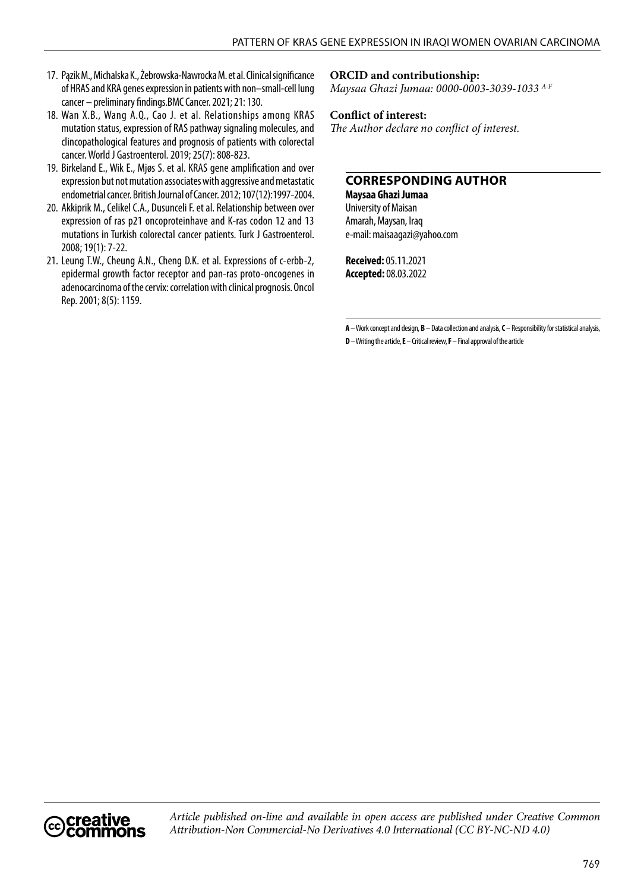17. Pązik M., Michalska K., Żebrowska-Nawrocka M. et al. Clinical significance of HRAS and KRA genes expression in patients with non–small-cell lung cancer – preliminary findings.BMC Cancer. 2021; 21: 130.
18. Wan X.B., Wang A.Q., Cao J. et al. Relationships among KRAS mutation status, expression of RAS pathway signaling molecules, and clincopathological features and prognosis of patients with colorectal cancer. World J Gastroenterol. 2019; 25(7): 808-823.
19. Birkeland E., Wik E., Mjøs S. et al. KRAS gene amplification and over expression but not mutation associates with aggressive and metastatic endometrial cancer. British Journal of Cancer. 2012; 107(12):1997-2004.
20. Akkiprik M., Celikel C.A., Dusunceli F. et al. Relationship between over expression of ras p21 oncoproteinhave and K-ras codon 12 and 13 mutations in Turkish colorectal cancer patients. Turk J Gastroenterol. 2008; 19(1): 7-22.
21. Leung T.W., Cheung A.N., Cheng D.K. et al. Expressions of c-erbb-2, epidermal growth factor receptor and pan-ras proto-oncogenes in adenocarcinoma of the cervix: correlation with clinical prognosis. Oncol Rep. 2001; 8(5): 1159.

**ORCID and contributionship:**
*Maysaa Ghazi Jumaa: 0000-0003-3039-1033* [A-F]

**Conflict of interest:**
*The Author declare no conflict of interest.*

## CORRESPONDING AUTHOR

**Maysaa Ghazi Jumaa**
University of Maisan
Amarah, Maysan, Iraq
e-mail: maisaagazi@yahoo.com

**Received:** 05.11.2021
**Accepted:** 08.03.2022

**A** – Work concept and design, **B** – Data collection and analysis, **C** – Responsibility for statistical analysis,
**D** – Writing the article, **E** – Critical review, **F** – Final approval of the article

*Article published on-line and available in open access are published under Creative Common Attribution-Non Commercial-No Derivatives 4.0 International (CC BY-NC-ND 4.0)*